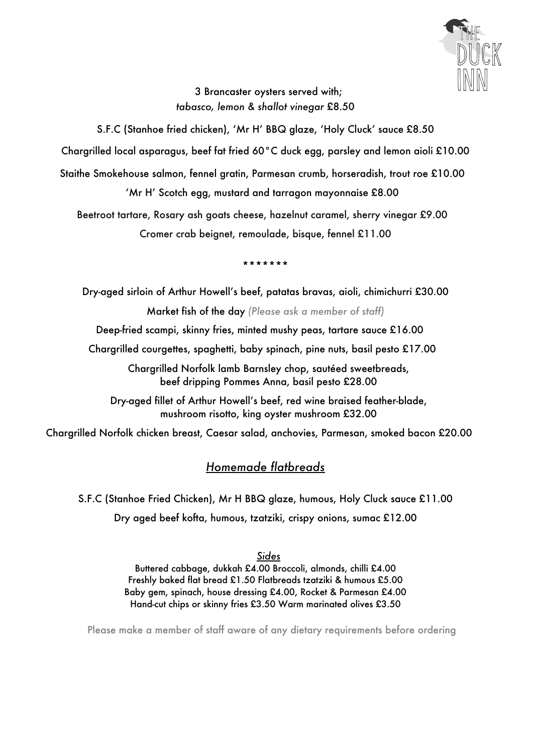THE DUCK INN

3 Brancaster oysters served with;
*tabasco, lemon & shallot vinegar* £8.50

S.F.C (Stanhoe fried chicken), 'Mr H' BBQ glaze, 'Holy Cluck' sauce £8.50

Chargrilled local asparagus, beef fat fried 60°C duck egg, parsley and lemon aioli £10.00

Staithe Smokehouse salmon, fennel gratin, Parmesan crumb, horseradish, trout roe £10.00

'Mr H' Scotch egg, mustard and tarragon mayonnaise £8.00

Beetroot tartare, Rosary ash goats cheese, hazelnut caramel, sherry vinegar £9.00

Cromer crab beignet, remoulade, bisque, fennel £11.00

*******

Dry-aged sirloin of Arthur Howell's beef, patatas bravas, aioli, chimichurri £30.00

Market fish of the day *(Please ask a member of staff)*

Deep-fried scampi, skinny fries, minted mushy peas, tartare sauce £16.00

Chargrilled courgettes, spaghetti, baby spinach, pine nuts, basil pesto £17.00

Chargrilled Norfolk lamb Barnsley chop, sautéed sweetbreads,
beef dripping Pommes Anna, basil pesto £28.00

Dry-aged fillet of Arthur Howell's beef, red wine braised feather-blade,
mushroom risotto, king oyster mushroom £32.00

Chargrilled Norfolk chicken breast, Caesar salad, anchovies, Parmesan, smoked bacon £20.00

## *Homemade flatbreads*

S.F.C (Stanhoe Fried Chicken), Mr H BBQ glaze, humous, Holy Cluck sauce £11.00

Dry aged beef kofta, humous, tzatziki, crispy onions, sumac £12.00

### *Sides*

Buttered cabbage, dukkah £4.00 Broccoli, almonds, chilli £4.00
Freshly baked flat bread £1.50 Flatbreads tzatziki & humous £5.00
Baby gem, spinach, house dressing £4.00, Rocket & Parmesan £4.00
Hand-cut chips or skinny fries £3.50 Warm marinated olives £3.50

Please make a member of staff aware of any dietary requirements before ordering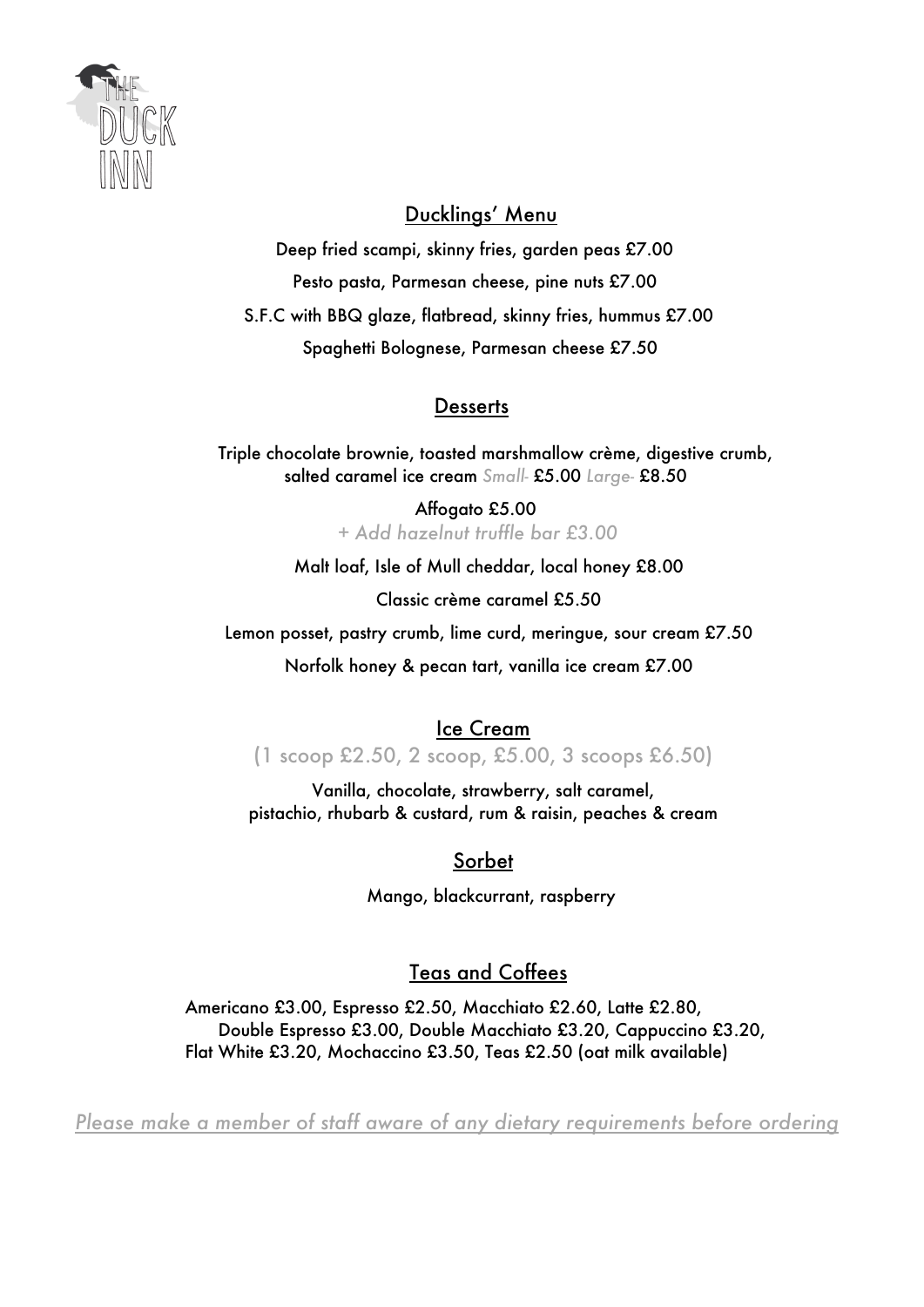THE DUCK INN

## Ducklings' Menu

Deep fried scampi, skinny fries, garden peas £7.00

Pesto pasta, Parmesan cheese, pine nuts £7.00

S.F.C with BBQ glaze, flatbread, skinny fries, hummus £7.00

Spaghetti Bolognese, Parmesan cheese £7.50

## Desserts

Triple chocolate brownie, toasted marshmallow crème, digestive crumb, salted caramel ice cream *Small-* £5.00 *Large-* £8.50

Affogato £5.00
*+ Add hazelnut truffle bar £3.00*

Malt loaf, Isle of Mull cheddar, local honey £8.00

Classic crème caramel £5.50

Lemon posset, pastry crumb, lime curd, meringue, sour cream £7.50

Norfolk honey & pecan tart, vanilla ice cream £7.00

## Ice Cream

(1 scoop £2.50, 2 scoop, £5.00, 3 scoops £6.50)

Vanilla, chocolate, strawberry, salt caramel, pistachio, rhubarb & custard, rum & raisin, peaches & cream

## Sorbet

Mango, blackcurrant, raspberry

## Teas and Coffees

Americano £3.00, Espresso £2.50, Macchiato £2.60, Latte £2.80, Double Espresso £3.00, Double Macchiato £3.20, Cappuccino £3.20, Flat White £3.20, Mochaccino £3.50, Teas £2.50 (oat milk available)

*Please make a member of staff aware of any dietary requirements before ordering*